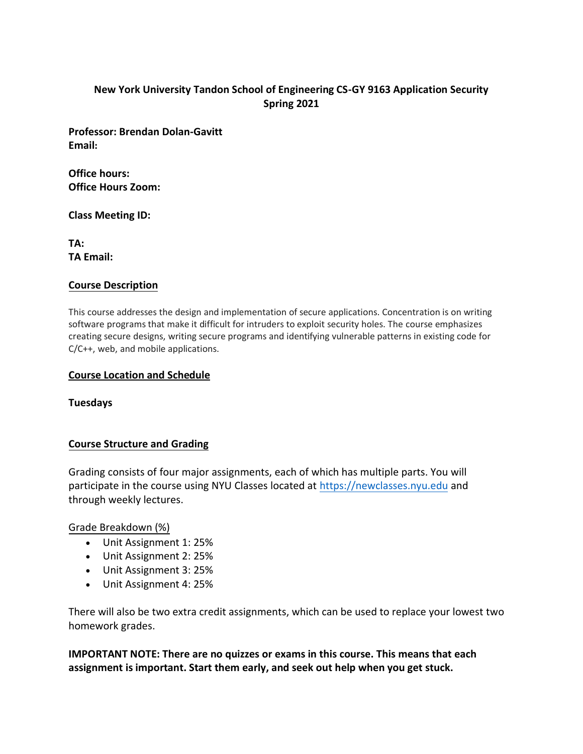**New York University Tandon School of Engineering CS-GY 9163 Application Security Spring 2021**

**Professor: Brendan Dolan-Gavitt**
**Email:**

**Office hours:**
**Office Hours Zoom:**

**Class Meeting ID:**

**TA:**
**TA Email:**

## Course Description

This course addresses the design and implementation of secure applications. Concentration is on writing software programs that make it difficult for intruders to exploit security holes. The course emphasizes creating secure designs, writing secure programs and identifying vulnerable patterns in existing code for C/C++, web, and mobile applications.

## Course Location and Schedule

**Tuesdays**

## Course Structure and Grading

Grading consists of four major assignments, each of which has multiple parts. You will participate in the course using NYU Classes located at [https://newclasses.nyu.edu](https://newclasses.nyu.edu) and through weekly lectures.

Grade Breakdown (%)

- Unit Assignment 1: 25%
- Unit Assignment 2: 25%
- Unit Assignment 3: 25%
- Unit Assignment 4: 25%

There will also be two extra credit assignments, which can be used to replace your lowest two homework grades.

**IMPORTANT NOTE: There are no quizzes or exams in this course. This means that each assignment is important. Start them early, and seek out help when you get stuck.**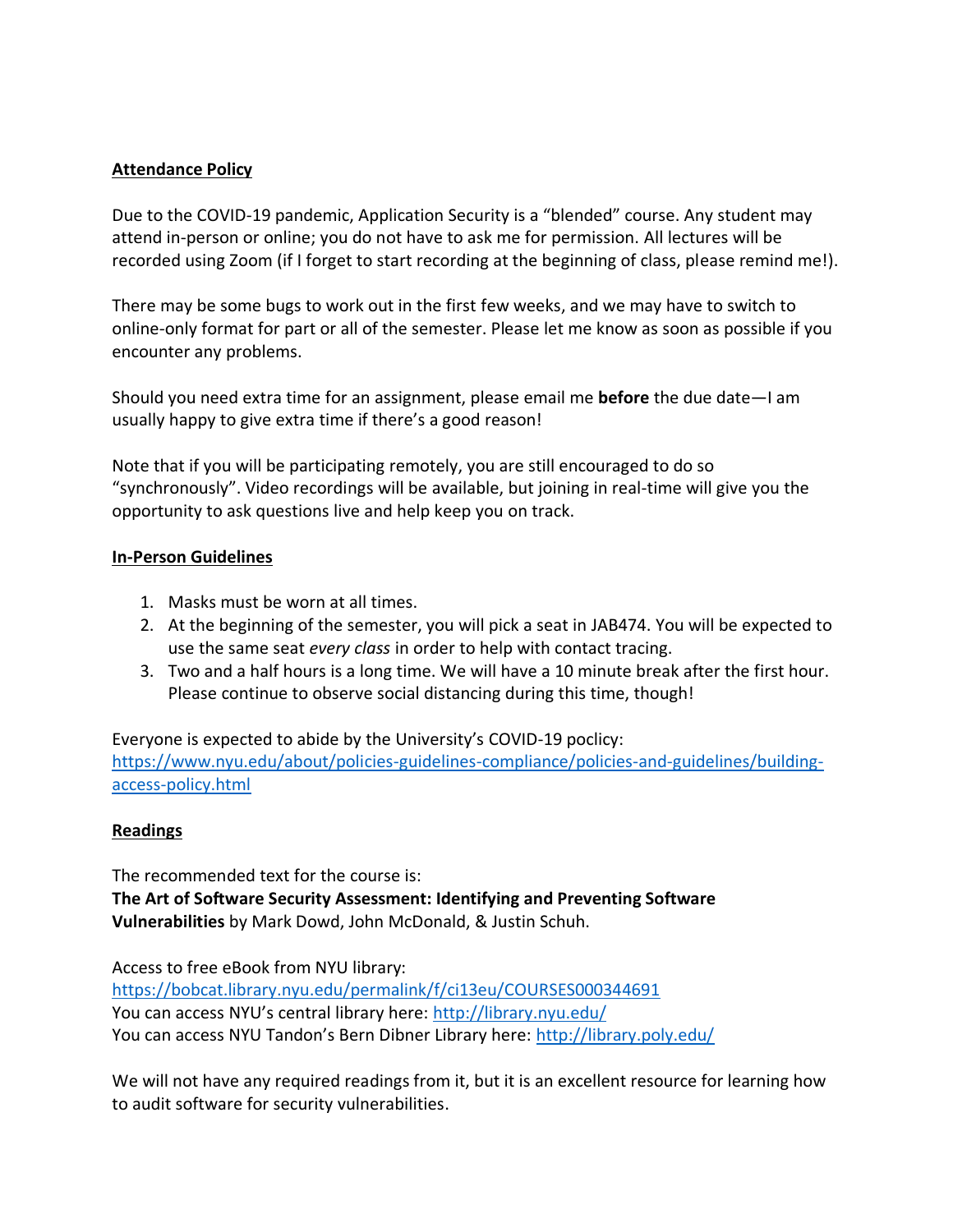**Attendance Policy**

Due to the COVID-19 pandemic, Application Security is a “blended” course. Any student may attend in-person or online; you do not have to ask me for permission. All lectures will be recorded using Zoom (if I forget to start recording at the beginning of class, please remind me!).

There may be some bugs to work out in the first few weeks, and we may have to switch to online-only format for part or all of the semester. Please let me know as soon as possible if you encounter any problems.

Should you need extra time for an assignment, please email me **before** the due date—I am usually happy to give extra time if there’s a good reason!

Note that if you will be participating remotely, you are still encouraged to do so “synchronously”. Video recordings will be available, but joining in real-time will give you the opportunity to ask questions live and help keep you on track.

**In-Person Guidelines**

1. Masks must be worn at all times.
2. At the beginning of the semester, you will pick a seat in JAB474. You will be expected to use the same seat *every class* in order to help with contact tracing.
3. Two and a half hours is a long time. We will have a 10 minute break after the first hour. Please continue to observe social distancing during this time, though!

Everyone is expected to abide by the University’s COVID-19 poclicy: [https://www.nyu.edu/about/policies-guidelines-compliance/policies-and-guidelines/building-access-policy.html](https://www.nyu.edu/about/policies-guidelines-compliance/policies-and-guidelines/building-access-policy.html)

**Readings**

The recommended text for the course is:
**The Art of Software Security Assessment: Identifying and Preventing Software Vulnerabilities** by Mark Dowd, John McDonald, & Justin Schuh.

Access to free eBook from NYU library:
[https://bobcat.library.nyu.edu/permalink/f/ci13eu/COURSES000344691](https://bobcat.library.nyu.edu/permalink/f/ci13eu/COURSES000344691)
You can access NYU’s central library here: [http://library.nyu.edu/](http://library.nyu.edu/)
You can access NYU Tandon’s Bern Dibner Library here: [http://library.poly.edu/](http://library.poly.edu/)

We will not have any required readings from it, but it is an excellent resource for learning how to audit software for security vulnerabilities.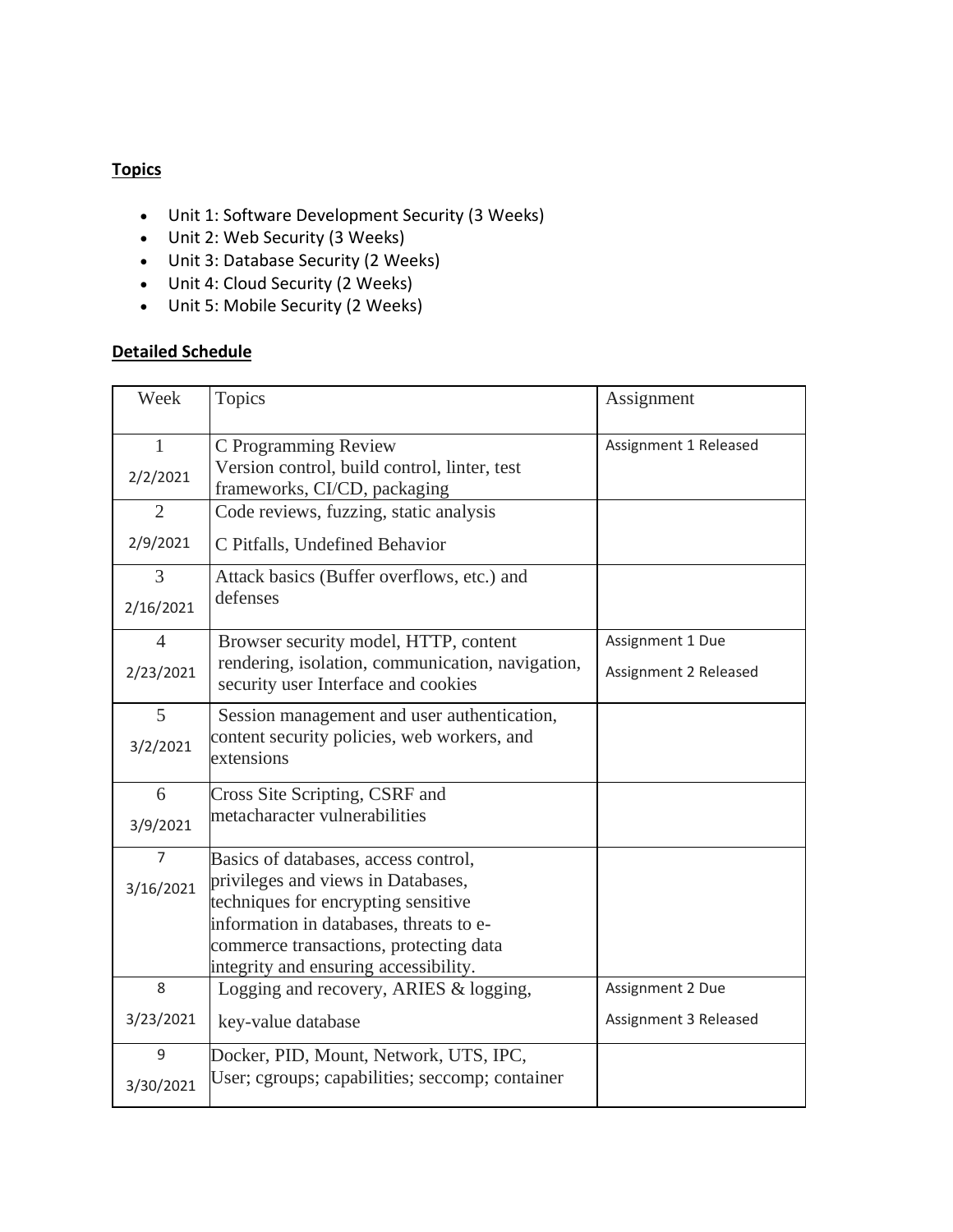**Topics**

- Unit 1: Software Development Security (3 Weeks)
- Unit 2: Web Security (3 Weeks)
- Unit 3: Database Security (2 Weeks)
- Unit 4: Cloud Security (2 Weeks)
- Unit 5: Mobile Security (2 Weeks)

**Detailed Schedule**

| Week | Topics | Assignment |
|---|---|---|
| 1<br>2/2/2021 | C Programming Review<br>Version control, build control, linter, test frameworks, CI/CD, packaging | Assignment 1 Released |
| 2<br>2/9/2021 | Code reviews, fuzzing, static analysis<br>C Pitfalls, Undefined Behavior | |
| 3<br>2/16/2021 | Attack basics (Buffer overflows, etc.) and defenses | |
| 4<br>2/23/2021 | Browser security model, HTTP, content rendering, isolation, communication, navigation, security user Interface and cookies | Assignment 1 Due<br>Assignment 2 Released |
| 5<br>3/2/2021 | Session management and user authentication, content security policies, web workers, and extensions | |
| 6<br>3/9/2021 | Cross Site Scripting, CSRF and metacharacter vulnerabilities | |
| 7<br>3/16/2021 | Basics of databases, access control, privileges and views in Databases, techniques for encrypting sensitive information in databases, threats to e-commerce transactions, protecting data integrity and ensuring accessibility. | |
| 8<br>3/23/2021 | Logging and recovery, ARIES & logging,<br>key-value database | Assignment 2 Due<br>Assignment 3 Released |
| 9<br>3/30/2021 | Docker, PID, Mount, Network, UTS, IPC, User; cgroups; capabilities; seccomp; container | |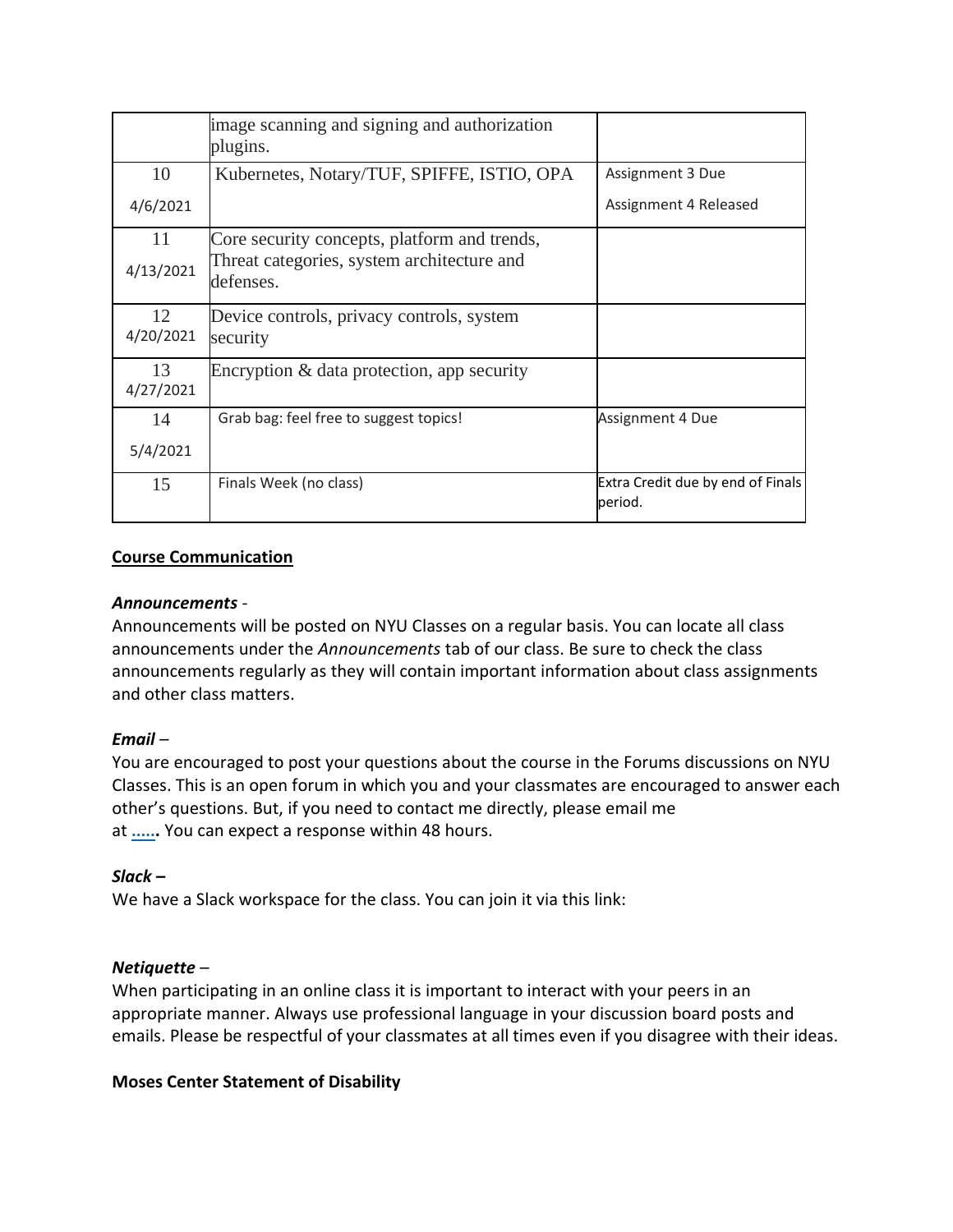| | | |
|---|---|---|
| | image scanning and signing and authorization plugins. | |
| 10<br>4/6/2021 | Kubernetes, Notary/TUF, SPIFFE, ISTIO, OPA | Assignment 3 Due<br>Assignment 4 Released |
| 11<br>4/13/2021 | Core security concepts, platform and trends, Threat categories, system architecture and defenses. | |
| 12<br>4/20/2021 | Device controls, privacy controls, system security | |
| 13<br>4/27/2021 | Encryption & data protection, app security | |
| 14<br>5/4/2021 | Grab bag: feel free to suggest topics! | Assignment 4 Due |
| 15 | Finals Week (no class) | Extra Credit due by end of Finals period. |

**Course Communication**

***Announcements*** -

Announcements will be posted on NYU Classes on a regular basis. You can locate all class announcements under the *Announcements* tab of our class. Be sure to check the class announcements regularly as they will contain important information about class assignments and other class matters.

***Email*** –

You are encouraged to post your questions about the course in the Forums discussions on NYU Classes. This is an open forum in which you and your classmates are encouraged to answer each other's questions. But, if you need to contact me directly, please email me at **…...** You can expect a response within 48 hours.

***Slack –***

We have a Slack workspace for the class. You can join it via this link:

***Netiquette*** –

When participating in an online class it is important to interact with your peers in an appropriate manner. Always use professional language in your discussion board posts and emails. Please be respectful of your classmates at all times even if you disagree with their ideas.

**Moses Center Statement of Disability**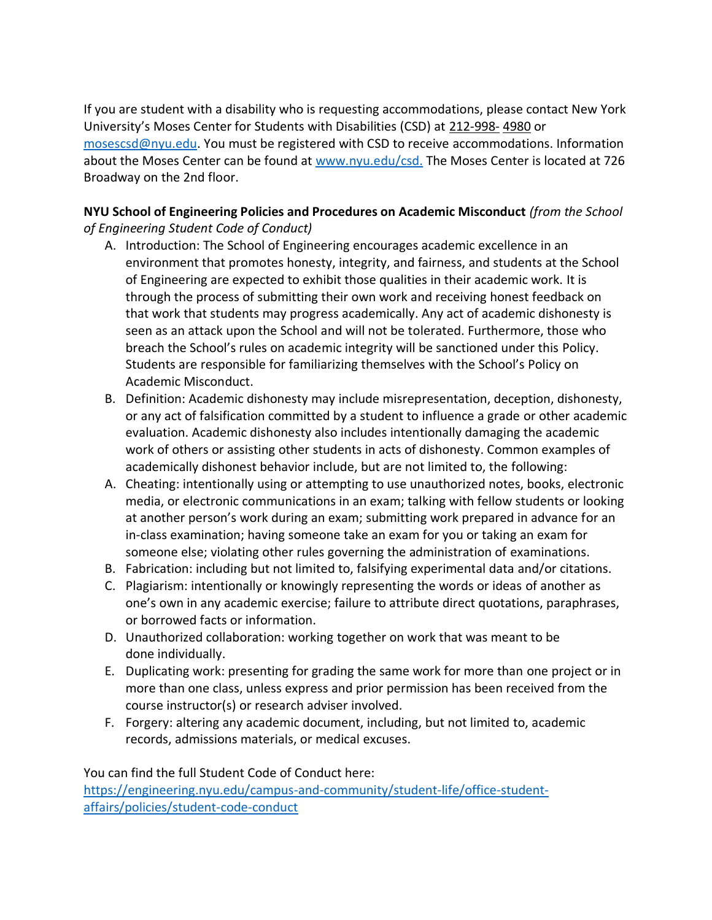If you are student with a disability who is requesting accommodations, please contact New York University's Moses Center for Students with Disabilities (CSD) at 212-998- 4980 or mosescsd@nyu.edu. You must be registered with CSD to receive accommodations. Information about the Moses Center can be found at www.nyu.edu/csd. The Moses Center is located at 726 Broadway on the 2nd floor.

**NYU School of Engineering Policies and Procedures on Academic Misconduct** *(from the School of Engineering Student Code of Conduct)*

A. Introduction: The School of Engineering encourages academic excellence in an environment that promotes honesty, integrity, and fairness, and students at the School of Engineering are expected to exhibit those qualities in their academic work. It is through the process of submitting their own work and receiving honest feedback on that work that students may progress academically. Any act of academic dishonesty is seen as an attack upon the School and will not be tolerated. Furthermore, those who breach the School's rules on academic integrity will be sanctioned under this Policy. Students are responsible for familiarizing themselves with the School's Policy on Academic Misconduct.

B. Definition: Academic dishonesty may include misrepresentation, deception, dishonesty, or any act of falsification committed by a student to influence a grade or other academic evaluation. Academic dishonesty also includes intentionally damaging the academic work of others or assisting other students in acts of dishonesty. Common examples of academically dishonest behavior include, but are not limited to, the following:

A. Cheating: intentionally using or attempting to use unauthorized notes, books, electronic media, or electronic communications in an exam; talking with fellow students or looking at another person's work during an exam; submitting work prepared in advance for an in-class examination; having someone take an exam for you or taking an exam for someone else; violating other rules governing the administration of examinations.

B. Fabrication: including but not limited to, falsifying experimental data and/or citations.

C. Plagiarism: intentionally or knowingly representing the words or ideas of another as one's own in any academic exercise; failure to attribute direct quotations, paraphrases, or borrowed facts or information.

D. Unauthorized collaboration: working together on work that was meant to be done individually.

E. Duplicating work: presenting for grading the same work for more than one project or in more than one class, unless express and prior permission has been received from the course instructor(s) or research adviser involved.

F. Forgery: altering any academic document, including, but not limited to, academic records, admissions materials, or medical excuses.

You can find the full Student Code of Conduct here:
https://engineering.nyu.edu/campus-and-community/student-life/office-student-affairs/policies/student-code-conduct